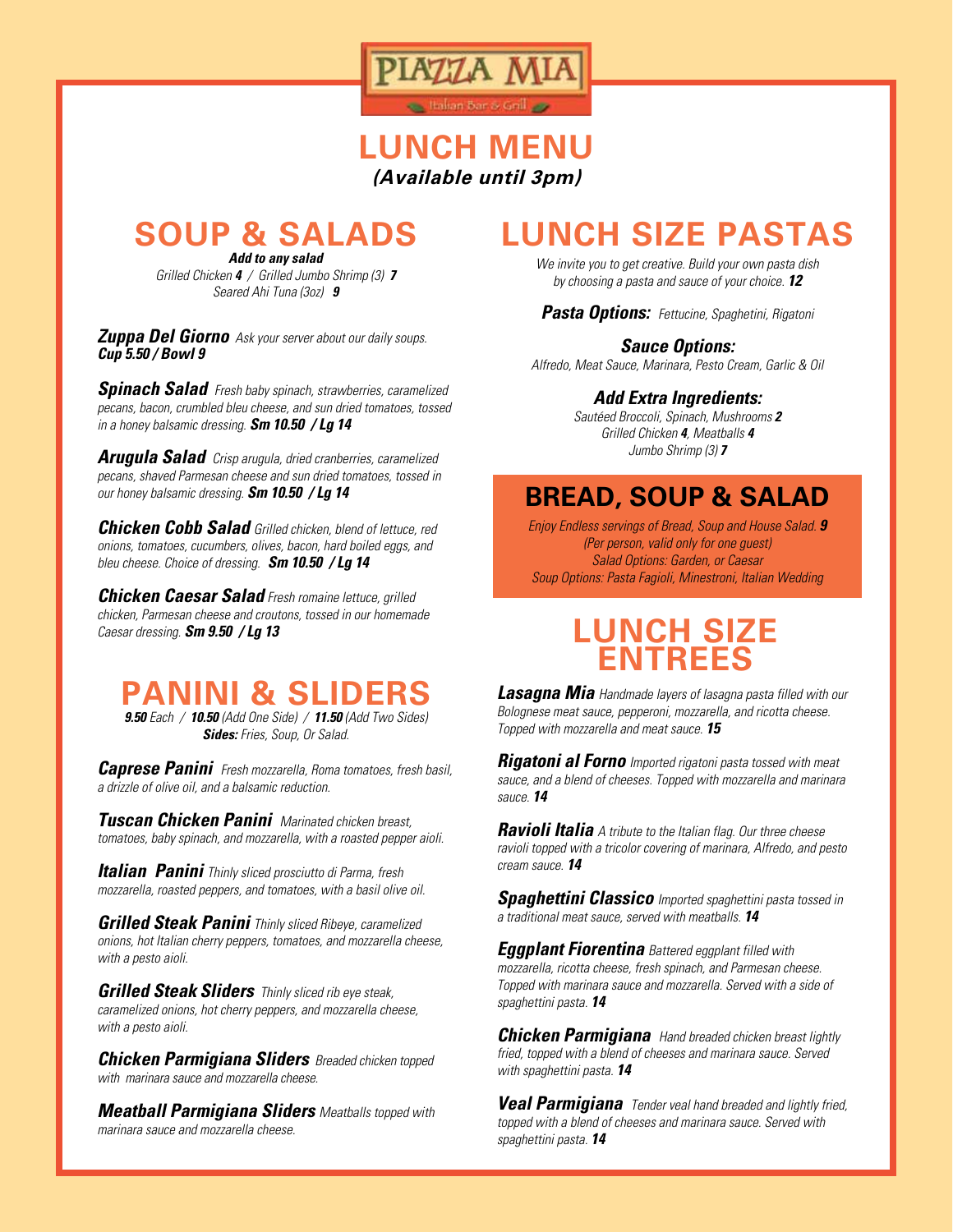# PIAZZA MIA
Italian Bar & Grill

## LUNCH MENU
***(Available until 3pm)***

## SOUP & SALADS

***Add to any salad***
*Grilled Chicken* ***4*** */ Grilled Jumbo Shrimp (3)* ***7***
*Seared Ahi Tuna (3oz)* ***9***

***Zuppa Del Giorno*** *Ask your server about our daily soups.* ***Cup 5.50 / Bowl 9***

***Spinach Salad*** *Fresh baby spinach, strawberries, caramelized pecans, bacon, crumbled bleu cheese, and sun dried tomatoes, tossed in a honey balsamic dressing.* ***Sm 10.50 / Lg 14***

***Arugula Salad*** *Crisp arugula, dried cranberries, caramelized pecans, shaved Parmesan cheese and sun dried tomatoes, tossed in our honey balsamic dressing.* ***Sm 10.50 / Lg 14***

***Chicken Cobb Salad*** *Grilled chicken, blend of lettuce, red onions, tomatoes, cucumbers, olives, bacon, hard boiled eggs, and bleu cheese. Choice of dressing.* ***Sm 10.50 / Lg 14***

***Chicken Caesar Salad*** *Fresh romaine lettuce, grilled chicken, Parmesan cheese and croutons, tossed in our homemade Caesar dressing.* ***Sm 9.50 / Lg 13***

## PANINI & SLIDERS

***9.50*** *Each /* ***10.50*** *(Add One Side) /* ***11.50*** *(Add Two Sides)*
***Sides:*** *Fries, Soup, Or Salad.*

***Caprese Panini*** *Fresh mozzarella, Roma tomatoes, fresh basil, a drizzle of olive oil, and a balsamic reduction.*

***Tuscan Chicken Panini*** *Marinated chicken breast, tomatoes, baby spinach, and mozzarella, with a roasted pepper aioli.*

***Italian Panini*** *Thinly sliced prosciutto di Parma, fresh mozzarella, roasted peppers, and tomatoes, with a basil olive oil.*

***Grilled Steak Panini*** *Thinly sliced Ribeye, caramelized onions, hot Italian cherry peppers, tomatoes, and mozzarella cheese, with a pesto aioli.*

***Grilled Steak Sliders*** *Thinly sliced rib eye steak, caramelized onions, hot cherry peppers, and mozzarella cheese, with a pesto aioli.*

***Chicken Parmigiana Sliders*** *Breaded chicken topped with marinara sauce and mozzarella cheese.*

***Meatball Parmigiana Sliders*** *Meatballs topped with marinara sauce and mozzarella cheese.*

## LUNCH SIZE PASTAS

*We invite you to get creative. Build your own pasta dish by choosing a pasta and sauce of your choice.* ***12***

***Pasta Options:*** *Fettucine, Spaghetini, Rigatoni*

***Sauce Options:***
*Alfredo, Meat Sauce, Marinara, Pesto Cream, Garlic & Oil*

***Add Extra Ingredients:***
*Sautéed Broccoli, Spinach, Mushrooms* ***2***
*Grilled Chicken* ***4****, Meatballs* ***4***
*Jumbo Shrimp (3)* ***7***

## BREAD, SOUP & SALAD

*Enjoy Endless servings of Bread, Soup and House Salad.* ***9***
*(Per person, valid only for one guest)*
*Salad Options: Garden, or Caesar*
*Soup Options: Pasta Fagioli, Minestroni, Italian Wedding*

## LUNCH SIZE ENTREES

***Lasagna Mia*** *Handmade layers of lasagna pasta filled with our Bolognese meat sauce, pepperoni, mozzarella, and ricotta cheese. Topped with mozzarella and meat sauce.* ***15***

***Rigatoni al Forno*** *Imported rigatoni pasta tossed with meat sauce, and a blend of cheeses. Topped with mozzarella and marinara sauce.* ***14***

***Ravioli Italia*** *A tribute to the Italian flag. Our three cheese ravioli topped with a tricolor covering of marinara, Alfredo, and pesto cream sauce.* ***14***

***Spaghettini Classico*** *Imported spaghettini pasta tossed in a traditional meat sauce, served with meatballs.* ***14***

***Eggplant Fiorentina*** *Battered eggplant filled with mozzarella, ricotta cheese, fresh spinach, and Parmesan cheese. Topped with marinara sauce and mozzarella. Served with a side of spaghettini pasta.* ***14***

***Chicken Parmigiana*** *Hand breaded chicken breast lightly fried, topped with a blend of cheeses and marinara sauce. Served with spaghettini pasta.* ***14***

***Veal Parmigiana*** *Tender veal hand breaded and lightly fried, topped with a blend of cheeses and marinara sauce. Served with spaghettini pasta.* ***14***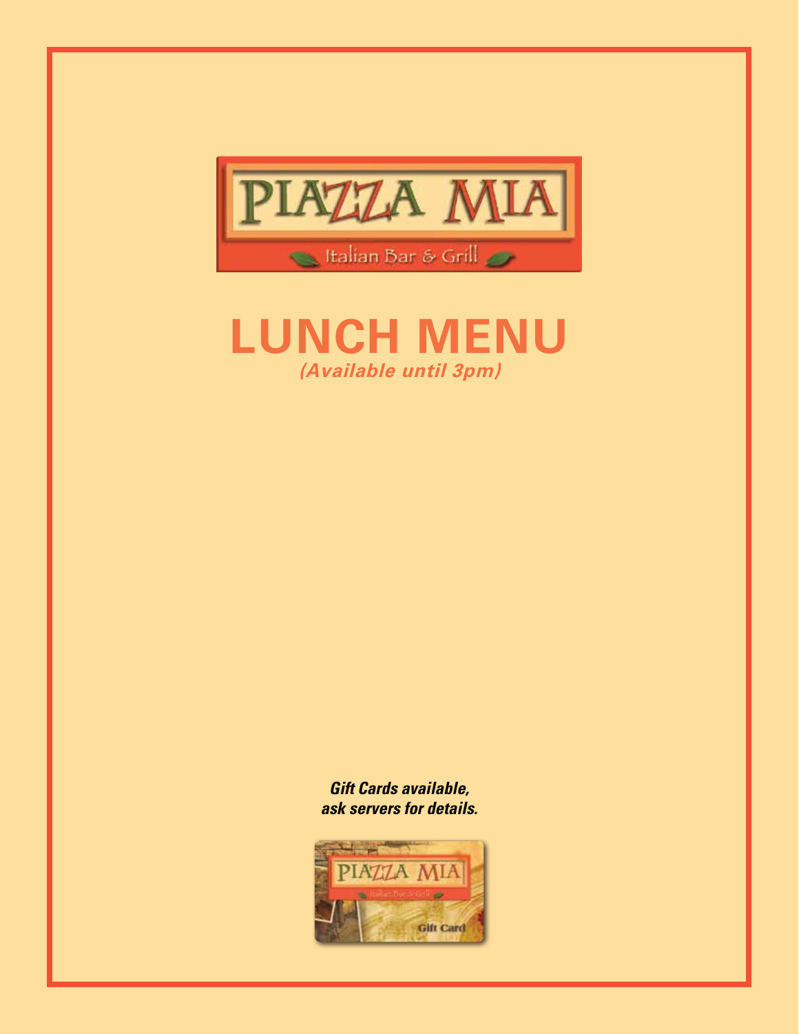# PIAZZA MIA

Italian Bar & Grill

# LUNCH MENU

***(Available until 3pm)***

***Gift Cards available, ask servers for details.***